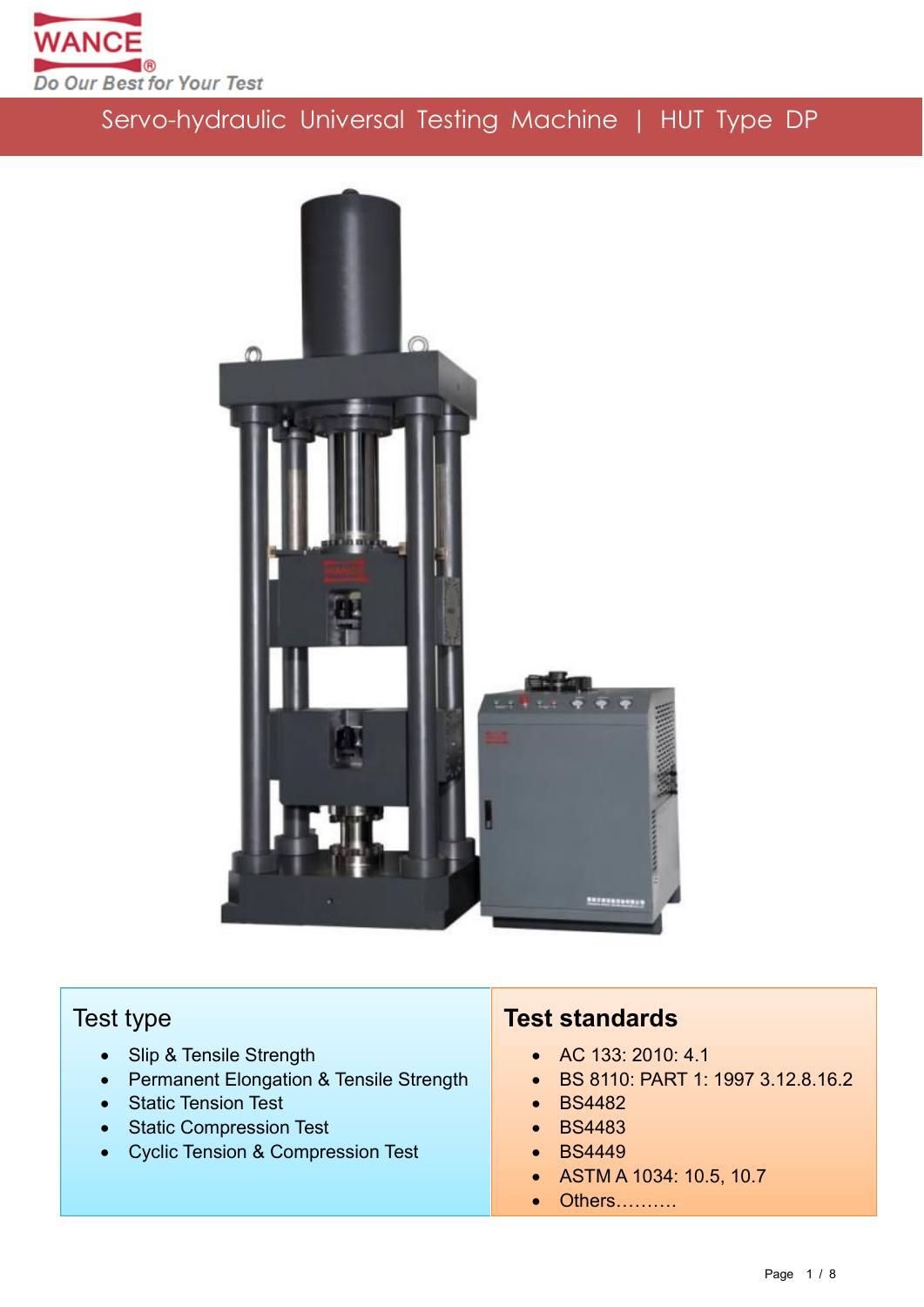WANCE®

*Do Our Best for Your Test*

# Servo-hydraulic Universal Testing Machine | HUT Type DP

## Test type

- Slip & Tensile Strength
- Permanent Elongation & Tensile Strength
- Static Tension Test
- Static Compression Test
- Cyclic Tension & Compression Test

## Test standards

- AC 133: 2010: 4.1
- BS 8110: PART 1: 1997 3.12.8.16.2
- BS4482
- BS4483
- BS4449
- ASTM A 1034: 10.5, 10.7
- Others……….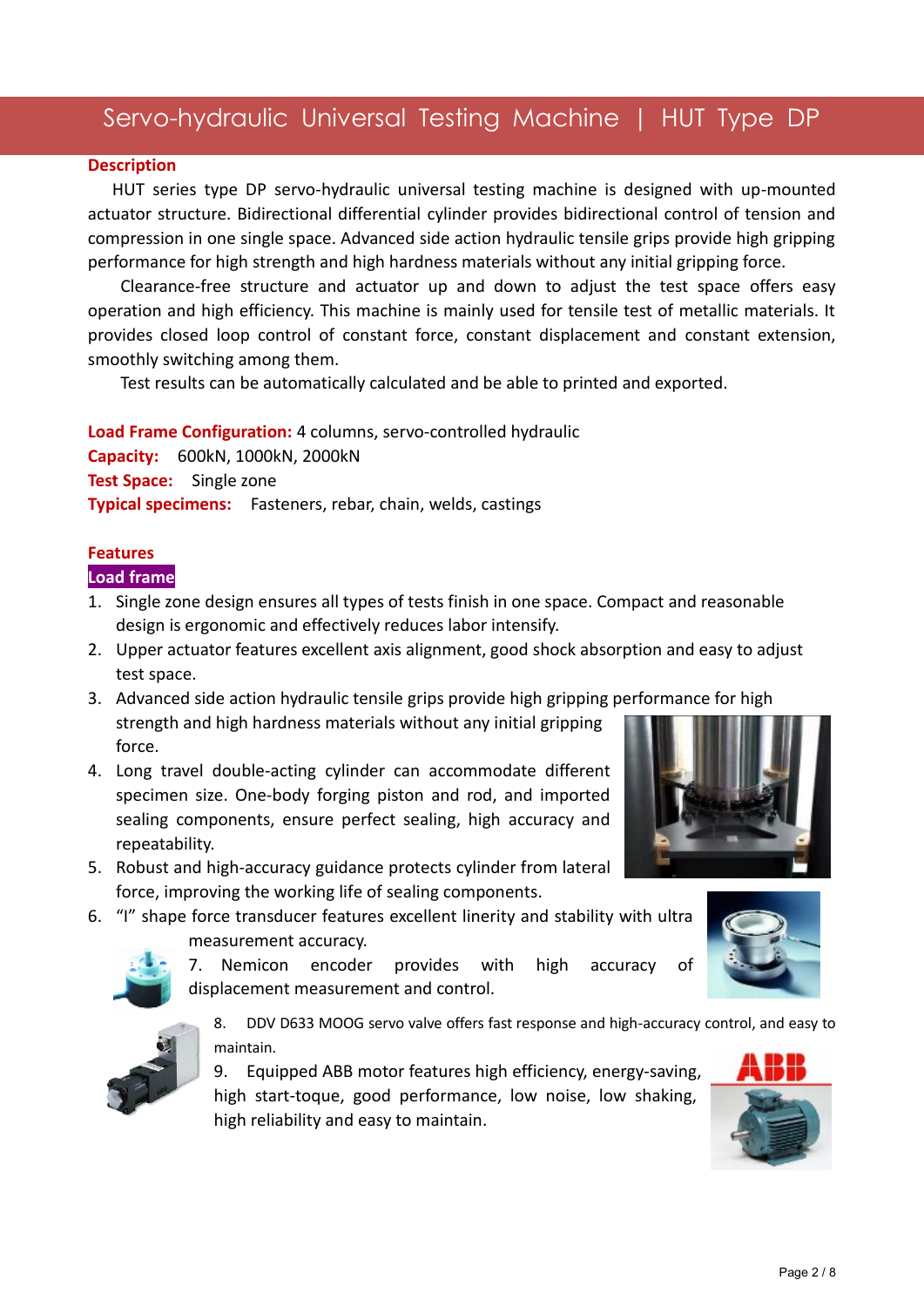# Servo-hydraulic Universal Testing Machine | HUT Type DP

**Description**

HUT series type DP servo-hydraulic universal testing machine is designed with up-mounted actuator structure. Bidirectional differential cylinder provides bidirectional control of tension and compression in one single space. Advanced side action hydraulic tensile grips provide high gripping performance for high strength and high hardness materials without any initial gripping force.

Clearance-free structure and actuator up and down to adjust the test space offers easy operation and high efficiency. This machine is mainly used for tensile test of metallic materials. It provides closed loop control of constant force, constant displacement and constant extension, smoothly switching among them.

Test results can be automatically calculated and be able to printed and exported.

**Load Frame Configuration:** 4 columns, servo-controlled hydraulic
**Capacity:** 600kN, 1000kN, 2000kN
**Test Space:** Single zone
**Typical specimens:** Fasteners, rebar, chain, welds, castings

**Features**

**Load frame**

1. Single zone design ensures all types of tests finish in one space. Compact and reasonable design is ergonomic and effectively reduces labor intensify.
2. Upper actuator features excellent axis alignment, good shock absorption and easy to adjust test space.
3. Advanced side action hydraulic tensile grips provide high gripping performance for high strength and high hardness materials without any initial gripping force.
4. Long travel double-acting cylinder can accommodate different specimen size. One-body forging piston and rod, and imported sealing components, ensure perfect sealing, high accuracy and repeatability.
5. Robust and high-accuracy guidance protects cylinder from lateral force, improving the working life of sealing components.
6. "I" shape force transducer features excellent linerity and stability with ultra measurement accuracy.
7. Nemicon encoder provides with high accuracy of displacement measurement and control.
8. DDV D633 MOOG servo valve offers fast response and high-accuracy control, and easy to maintain.
9. Equipped ABB motor features high efficiency, energy-saving, high start-toque, good performance, low noise, low shaking, high reliability and easy to maintain.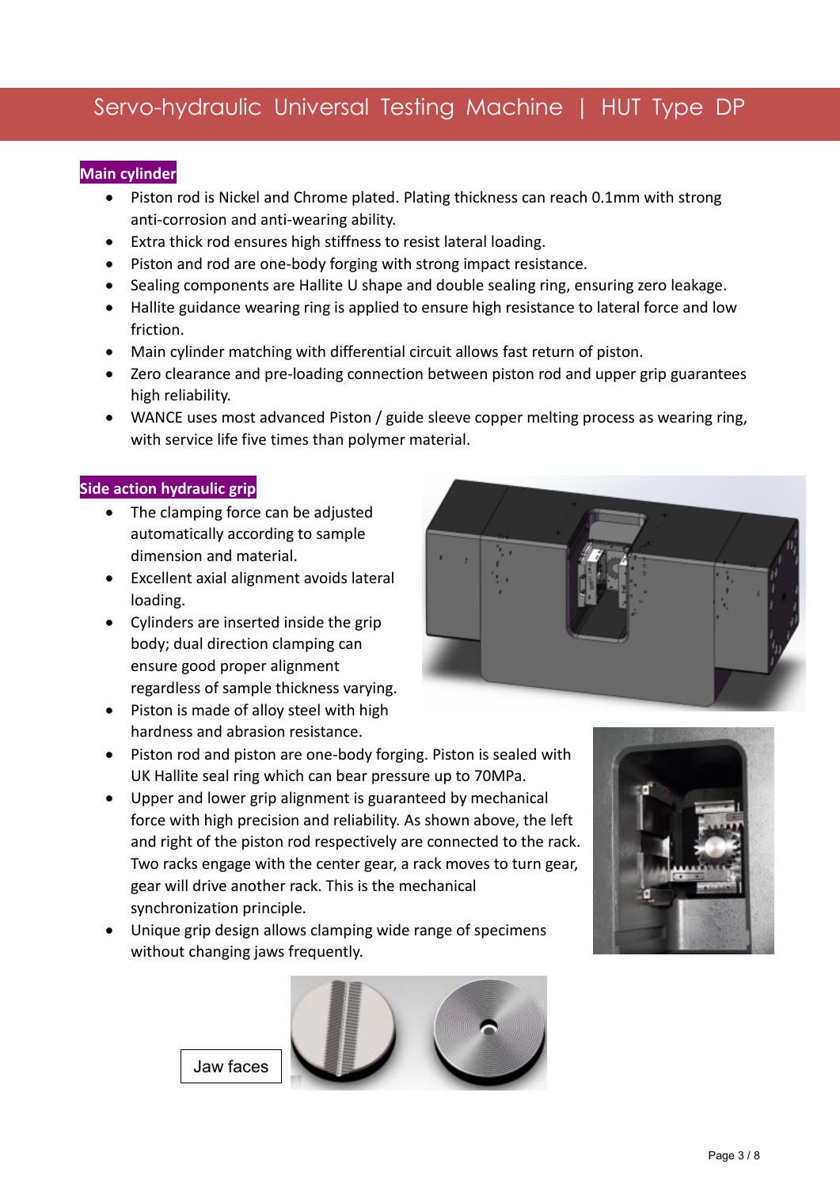## Main cylinder

- Piston rod is Nickel and Chrome plated. Plating thickness can reach 0.1mm with strong anti-corrosion and anti-wearing ability.
- Extra thick rod ensures high stiffness to resist lateral loading.
- Piston and rod are one-body forging with strong impact resistance.
- Sealing components are Hallite U shape and double sealing ring, ensuring zero leakage.
- Hallite guidance wearing ring is applied to ensure high resistance to lateral force and low friction.
- Main cylinder matching with differential circuit allows fast return of piston.
- Zero clearance and pre-loading connection between piston rod and upper grip guarantees high reliability.
- WANCE uses most advanced Piston / guide sleeve copper melting process as wearing ring, with service life five times than polymer material.

## Side action hydraulic grip

- The clamping force can be adjusted automatically according to sample dimension and material.
- Excellent axial alignment avoids lateral loading.
- Cylinders are inserted inside the grip body; dual direction clamping can ensure good proper alignment regardless of sample thickness varying.
- Piston is made of alloy steel with high hardness and abrasion resistance.
- Piston rod and piston are one-body forging. Piston is sealed with UK Hallite seal ring which can bear pressure up to 70MPa.
- Upper and lower grip alignment is guaranteed by mechanical force with high precision and reliability. As shown above, the left and right of the piston rod respectively are connected to the rack. Two racks engage with the center gear, a rack moves to turn gear, gear will drive another rack. This is the mechanical synchronization principle.
- Unique grip design allows clamping wide range of specimens without changing jaws frequently.

Jaw faces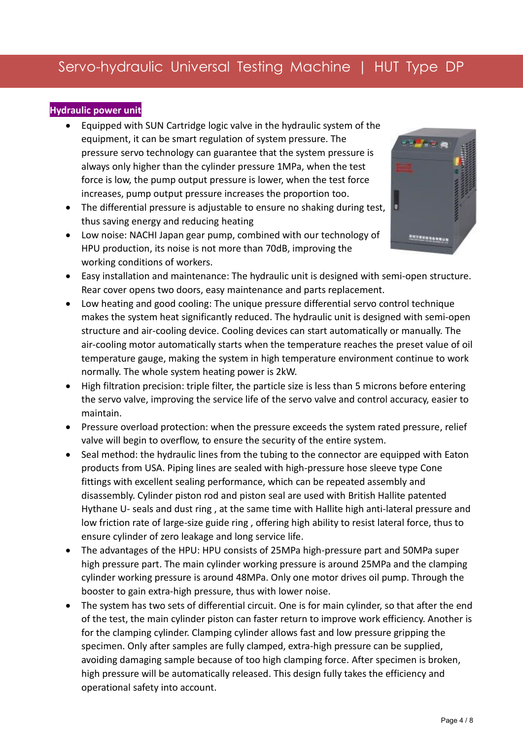## Hydraulic power unit

- Equipped with SUN Cartridge logic valve in the hydraulic system of the equipment, it can be smart regulation of system pressure. The pressure servo technology can guarantee that the system pressure is always only higher than the cylinder pressure 1MPa, when the test force is low, the pump output pressure is lower, when the test force increases, pump output pressure increases the proportion too.
- The differential pressure is adjustable to ensure no shaking during test, thus saving energy and reducing heating
- Low noise: NACHI Japan gear pump, combined with our technology of HPU production, its noise is not more than 70dB, improving the working conditions of workers.
- Easy installation and maintenance: The hydraulic unit is designed with semi-open structure. Rear cover opens two doors, easy maintenance and parts replacement.
- Low heating and good cooling: The unique pressure differential servo control technique makes the system heat significantly reduced. The hydraulic unit is designed with semi-open structure and air-cooling device. Cooling devices can start automatically or manually. The air-cooling motor automatically starts when the temperature reaches the preset value of oil temperature gauge, making the system in high temperature environment continue to work normally. The whole system heating power is 2kW.
- High filtration precision: triple filter, the particle size is less than 5 microns before entering the servo valve, improving the service life of the servo valve and control accuracy, easier to maintain.
- Pressure overload protection: when the pressure exceeds the system rated pressure, relief valve will begin to overflow, to ensure the security of the entire system.
- Seal method: the hydraulic lines from the tubing to the connector are equipped with Eaton products from USA. Piping lines are sealed with high-pressure hose sleeve type Cone fittings with excellent sealing performance, which can be repeated assembly and disassembly. Cylinder piston rod and piston seal are used with British Hallite patented Hythane U- seals and dust ring , at the same time with Hallite high anti-lateral pressure and low friction rate of large-size guide ring , offering high ability to resist lateral force, thus to ensure cylinder of zero leakage and long service life.
- The advantages of the HPU: HPU consists of 25MPa high-pressure part and 50MPa super high pressure part. The main cylinder working pressure is around 25MPa and the clamping cylinder working pressure is around 48MPa. Only one motor drives oil pump. Through the booster to gain extra-high pressure, thus with lower noise.
- The system has two sets of differential circuit. One is for main cylinder, so that after the end of the test, the main cylinder piston can faster return to improve work efficiency. Another is for the clamping cylinder. Clamping cylinder allows fast and low pressure gripping the specimen. Only after samples are fully clamped, extra-high pressure can be supplied, avoiding damaging sample because of too high clamping force. After specimen is broken, high pressure will be automatically released. This design fully takes the efficiency and operational safety into account.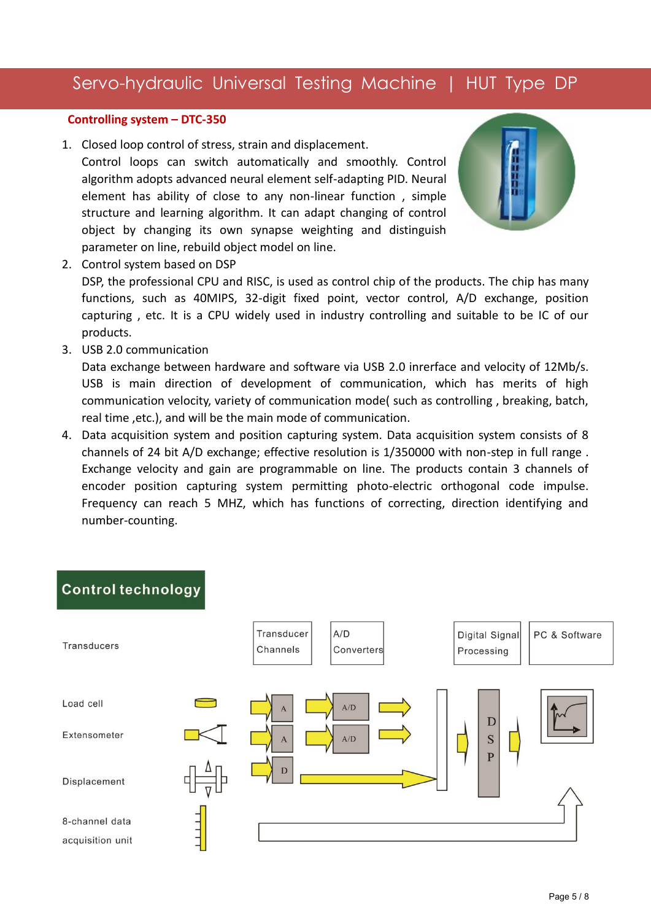## Controlling system – DTC-350

1. Closed loop control of stress, strain and displacement.
   Control loops can switch automatically and smoothly. Control algorithm adopts advanced neural element self-adapting PID. Neural element has ability of close to any non-linear function , simple structure and learning algorithm. It can adapt changing of control object by changing its own synapse weighting and distinguish parameter on line, rebuild object model on line.
2. Control system based on DSP
   DSP, the professional CPU and RISC, is used as control chip of the products. The chip has many functions, such as 40MIPS, 32-digit fixed point, vector control, A/D exchange, position capturing , etc. It is a CPU widely used in industry controlling and suitable to be IC of our products.
3. USB 2.0 communication
   Data exchange between hardware and software via USB 2.0 inrerface and velocity of 12Mb/s. USB is main direction of development of communication, which has merits of high communication velocity, variety of communication mode( such as controlling , breaking, batch, real time ,etc.), and will be the main mode of communication.
4. Data acquisition system and position capturing system. Data acquisition system consists of 8 channels of 24 bit A/D exchange; effective resolution is 1/350000 with non-step in full range . Exchange velocity and gain are programmable on line. The products contain 3 channels of encoder position capturing system permitting photo-electric orthogonal code impulse. Frequency can reach 5 MHZ, which has functions of correcting, direction identifying and number-counting.

## Control technology

Transducers | Transducer Channels | A/D Converters | Digital Signal Processing | PC & Software

Load cell

Extensometer

Displacement

8-channel data acquisition unit

A | A/D

A | A/D

D

DSP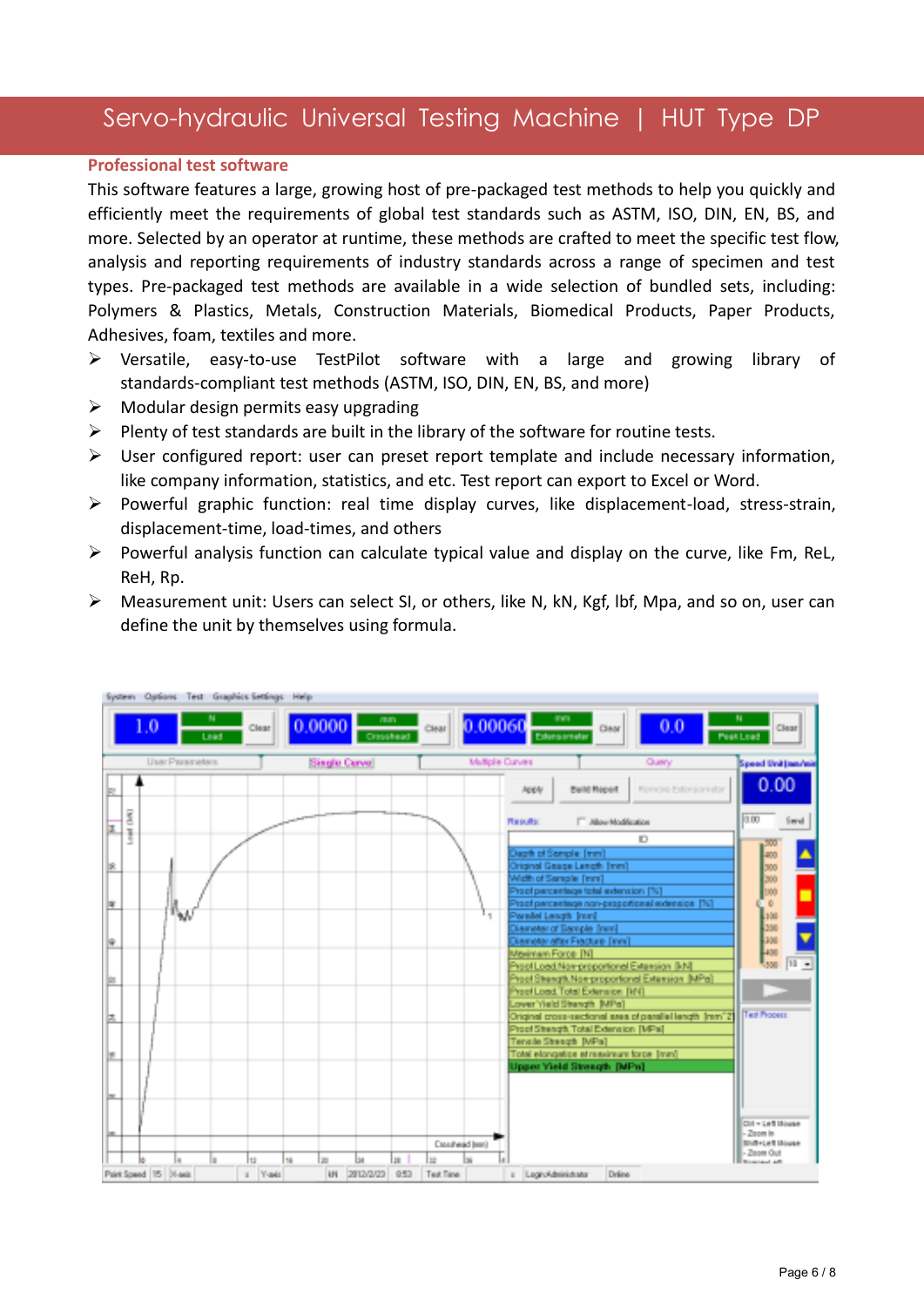## Professional test software

This software features a large, growing host of pre-packaged test methods to help you quickly and efficiently meet the requirements of global test standards such as ASTM, ISO, DIN, EN, BS, and more. Selected by an operator at runtime, these methods are crafted to meet the specific test flow, analysis and reporting requirements of industry standards across a range of specimen and test types. Pre-packaged test methods are available in a wide selection of bundled sets, including: Polymers & Plastics, Metals, Construction Materials, Biomedical Products, Paper Products, Adhesives, foam, textiles and more.

- Versatile, easy-to-use TestPilot software with a large and growing library of standards-compliant test methods (ASTM, ISO, DIN, EN, BS, and more)
- Modular design permits easy upgrading
- Plenty of test standards are built in the library of the software for routine tests.
- User configured report: user can preset report template and include necessary information, like company information, statistics, and etc. Test report can export to Excel or Word.
- Powerful graphic function: real time display curves, like displacement-load, stress-strain, displacement-time, load-times, and others
- Powerful analysis function can calculate typical value and display on the curve, like Fm, ReL, ReH, Rp.
- Measurement unit: Users can select SI, or others, like N, kN, Kgf, lbf, Mpa, and so on, user can define the unit by themselves using formula.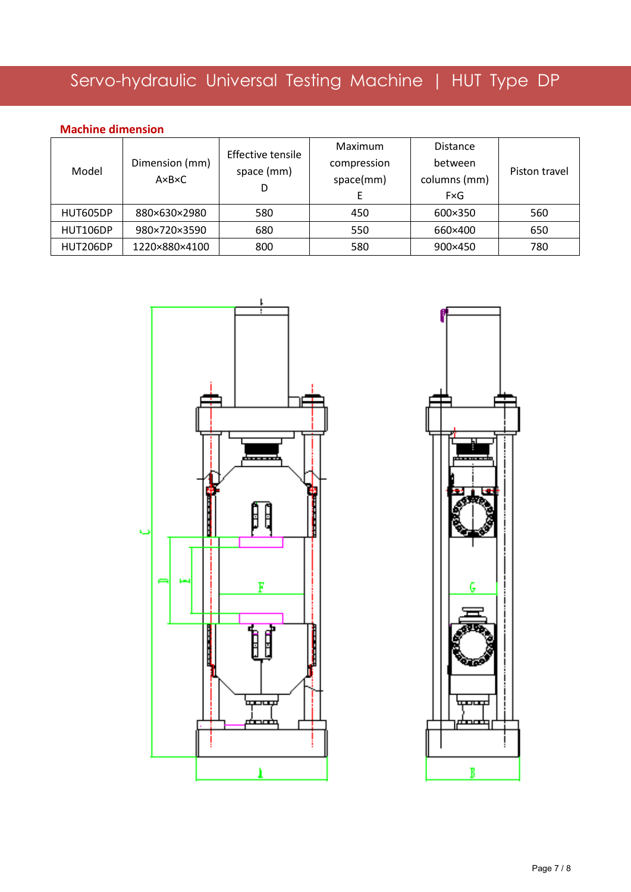## Machine dimension

| Model | Dimension (mm) A×B×C | Effective tensile space (mm) D | Maximum compression space(mm) E | Distance between columns (mm) F×G | Piston travel |
|---|---|---|---|---|---|
| HUT605DP | 880×630×2980 | 580 | 450 | 600×350 | 560 |
| HUT106DP | 980×720×3590 | 680 | 550 | 660×400 | 650 |
| HUT206DP | 1220×880×4100 | 800 | 580 | 900×450 | 780 |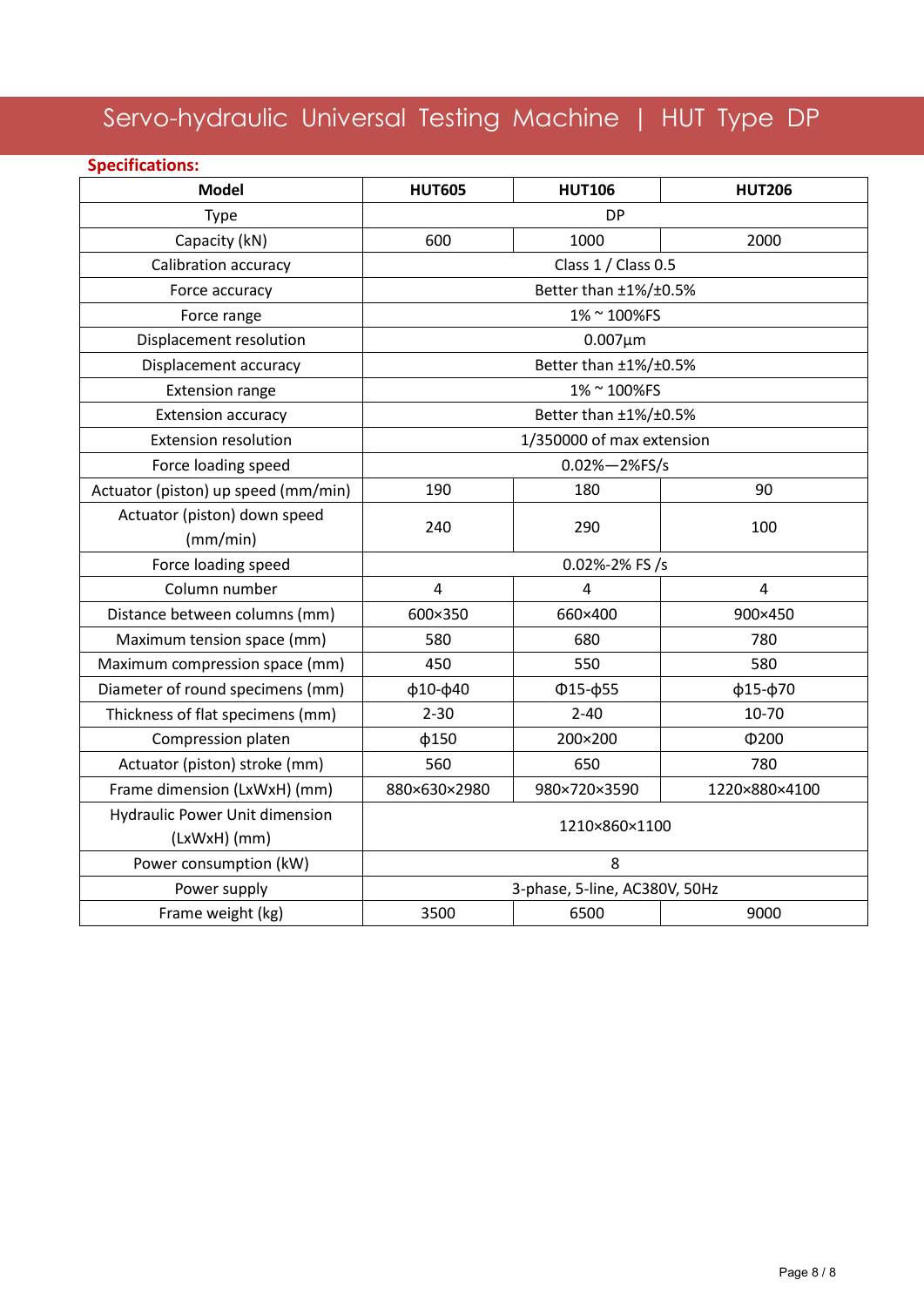# Servo-hydraulic Universal Testing Machine | HUT Type DP

**Specifications:**

| Model | HUT605 | HUT106 | HUT206 |
|---|---|---|---|
| Type | DP | | |
| Capacity (kN) | 600 | 1000 | 2000 |
| Calibration accuracy | Class 1 / Class 0.5 | | |
| Force accuracy | Better than ±1%/±0.5% | | |
| Force range | 1% ~ 100%FS | | |
| Displacement resolution | 0.007µm | | |
| Displacement accuracy | Better than ±1%/±0.5% | | |
| Extension range | 1% ~ 100%FS | | |
| Extension accuracy | Better than ±1%/±0.5% | | |
| Extension resolution | 1/350000 of max extension | | |
| Force loading speed | 0.02%—2%FS/s | | |
| Actuator (piston) up speed (mm/min) | 190 | 180 | 90 |
| Actuator (piston) down speed (mm/min) | 240 | 290 | 100 |
| Force loading speed | 0.02%-2% FS /s | | |
| Column number | 4 | 4 | 4 |
| Distance between columns (mm) | 600×350 | 660×400 | 900×450 |
| Maximum tension space (mm) | 580 | 680 | 780 |
| Maximum compression space (mm) | 450 | 550 | 580 |
| Diameter of round specimens (mm) | ϕ10-ϕ40 | Φ15-ϕ55 | ϕ15-ϕ70 |
| Thickness of flat specimens (mm) | 2-30 | 2-40 | 10-70 |
| Compression platen | ϕ150 | 200×200 | Φ200 |
| Actuator (piston) stroke (mm) | 560 | 650 | 780 |
| Frame dimension (LxWxH) (mm) | 880×630×2980 | 980×720×3590 | 1220×880×4100 |
| Hydraulic Power Unit dimension (LxWxH) (mm) | 1210×860×1100 | | |
| Power consumption (kW) | 8 | | |
| Power supply | 3-phase, 5-line, AC380V, 50Hz | | |
| Frame weight (kg) | 3500 | 6500 | 9000 |